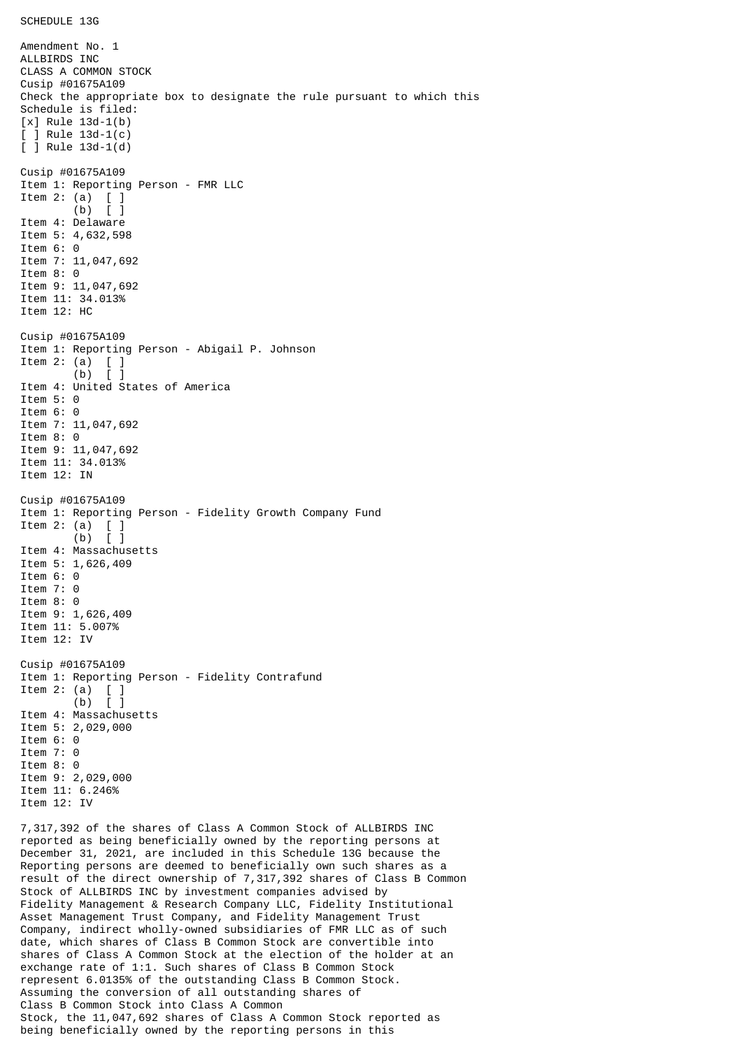SCHEDULE 13G

Amendment No. 1
ALLBIRDS INC
CLASS A COMMON STOCK
Cusip #01675A109
Check the appropriate box to designate the rule pursuant to which this Schedule is filed:
[x] Rule 13d-1(b)
[ ] Rule 13d-1(c)
[ ] Rule 13d-1(d)

Cusip #01675A109
Item 1: Reporting Person - FMR LLC
Item 2: (a) [ ]
(b) [ ]
Item 4: Delaware
Item 5: 4,632,598
Item 6: 0
Item 7: 11,047,692
Item 8: 0
Item 9: 11,047,692
Item 11: 34.013%
Item 12: HC

Cusip #01675A109
Item 1: Reporting Person - Abigail P. Johnson
Item 2: (a) [ ]
(b) [ ]
Item 4: United States of America
Item 5: 0
Item 6: 0
Item 7: 11,047,692
Item 8: 0
Item 9: 11,047,692
Item 11: 34.013%
Item 12: IN

Cusip #01675A109
Item 1: Reporting Person - Fidelity Growth Company Fund
Item 2: (a) [ ]
(b) [ ]
Item 4: Massachusetts
Item 5: 1,626,409
Item 6: 0
Item 7: 0
Item 8: 0
Item 9: 1,626,409
Item 11: 5.007%
Item 12: IV

Cusip #01675A109
Item 1: Reporting Person - Fidelity Contrafund
Item 2: (a) [ ]
(b) [ ]
Item 4: Massachusetts
Item 5: 2,029,000
Item 6: 0
Item 7: 0
Item 8: 0
Item 9: 2,029,000
Item 11: 6.246%
Item 12: IV

7,317,392 of the shares of Class A Common Stock of ALLBIRDS INC reported as being beneficially owned by the reporting persons at December 31, 2021, are included in this Schedule 13G because the Reporting persons are deemed to beneficially own such shares as a result of the direct ownership of 7,317,392 shares of Class B Common Stock of ALLBIRDS INC by investment companies advised by Fidelity Management & Research Company LLC, Fidelity Institutional Asset Management Trust Company, and Fidelity Management Trust Company, indirect wholly-owned subsidiaries of FMR LLC as of such date, which shares of Class B Common Stock are convertible into shares of Class A Common Stock at the election of the holder at an exchange rate of 1:1. Such shares of Class B Common Stock represent 6.0135% of the outstanding Class B Common Stock. Assuming the conversion of all outstanding shares of Class B Common Stock into Class A Common Stock, the 11,047,692 shares of Class A Common Stock reported as being beneficially owned by the reporting persons in this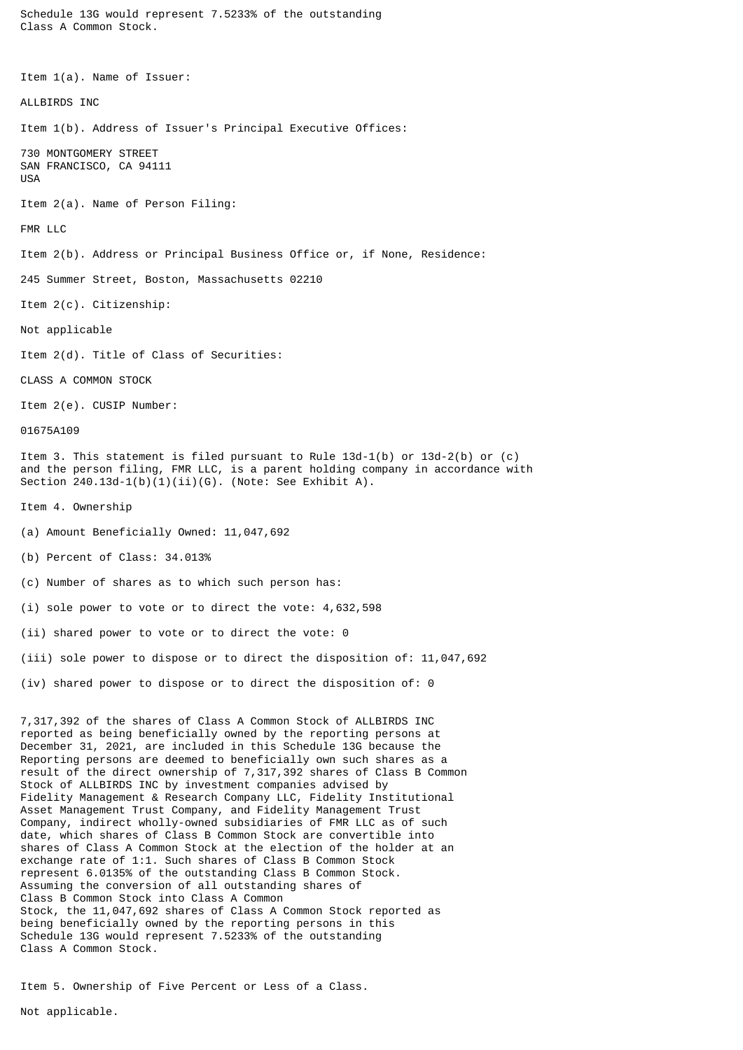Schedule 13G would represent 7.5233% of the outstanding Class A Common Stock.

Item 1(a). Name of Issuer:

ALLBIRDS INC

Item 1(b). Address of Issuer's Principal Executive Offices:

730 MONTGOMERY STREET
SAN FRANCISCO, CA 94111
USA

Item 2(a). Name of Person Filing:

FMR LLC

Item 2(b). Address or Principal Business Office or, if None, Residence:

245 Summer Street, Boston, Massachusetts 02210

Item 2(c). Citizenship:

Not applicable

Item 2(d). Title of Class of Securities:

CLASS A COMMON STOCK

Item 2(e). CUSIP Number:

01675A109

Item 3. This statement is filed pursuant to Rule 13d-1(b) or 13d-2(b) or (c) and the person filing, FMR LLC, is a parent holding company in accordance with Section 240.13d-1(b)(1)(ii)(G). (Note: See Exhibit A).

Item 4. Ownership

(a) Amount Beneficially Owned: 11,047,692

(b) Percent of Class: 34.013%

(c) Number of shares as to which such person has:

(i) sole power to vote or to direct the vote: 4,632,598

(ii) shared power to vote or to direct the vote: 0

(iii) sole power to dispose or to direct the disposition of: 11,047,692

(iv) shared power to dispose or to direct the disposition of: 0

7,317,392 of the shares of Class A Common Stock of ALLBIRDS INC reported as being beneficially owned by the reporting persons at December 31, 2021, are included in this Schedule 13G because the Reporting persons are deemed to beneficially own such shares as a result of the direct ownership of 7,317,392 shares of Class B Common Stock of ALLBIRDS INC by investment companies advised by Fidelity Management & Research Company LLC, Fidelity Institutional Asset Management Trust Company, and Fidelity Management Trust Company, indirect wholly-owned subsidiaries of FMR LLC as of such date, which shares of Class B Common Stock are convertible into shares of Class A Common Stock at the election of the holder at an exchange rate of 1:1. Such shares of Class B Common Stock represent 6.0135% of the outstanding Class B Common Stock. Assuming the conversion of all outstanding shares of Class B Common Stock into Class A Common Stock, the 11,047,692 shares of Class A Common Stock reported as being beneficially owned by the reporting persons in this Schedule 13G would represent 7.5233% of the outstanding Class A Common Stock.

Item 5. Ownership of Five Percent or Less of a Class.

Not applicable.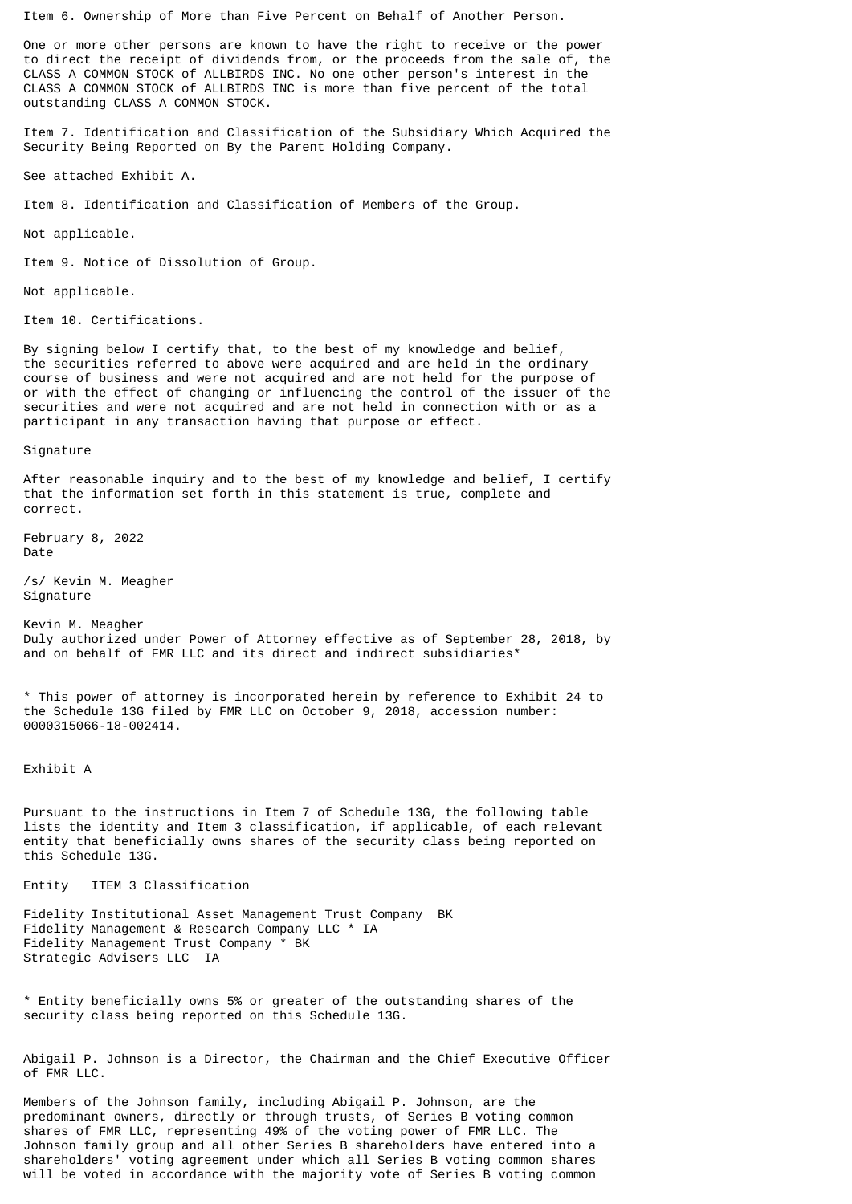Item 6. Ownership of More than Five Percent on Behalf of Another Person.

One or more other persons are known to have the right to receive or the power to direct the receipt of dividends from, or the proceeds from the sale of, the CLASS A COMMON STOCK of ALLBIRDS INC. No one other person's interest in the CLASS A COMMON STOCK of ALLBIRDS INC is more than five percent of the total outstanding CLASS A COMMON STOCK.

Item 7. Identification and Classification of the Subsidiary Which Acquired the Security Being Reported on By the Parent Holding Company.

See attached Exhibit A.

Item 8. Identification and Classification of Members of the Group.

Not applicable.

Item 9. Notice of Dissolution of Group.

Not applicable.

Item 10. Certifications.

By signing below I certify that, to the best of my knowledge and belief, the securities referred to above were acquired and are held in the ordinary course of business and were not acquired and are not held for the purpose of or with the effect of changing or influencing the control of the issuer of the securities and were not acquired and are not held in connection with or as a participant in any transaction having that purpose or effect.

Signature

After reasonable inquiry and to the best of my knowledge and belief, I certify that the information set forth in this statement is true, complete and correct.

February 8, 2022
Date

/s/ Kevin M. Meagher
Signature

Kevin M. Meagher
Duly authorized under Power of Attorney effective as of September 28, 2018, by and on behalf of FMR LLC and its direct and indirect subsidiaries*

* This power of attorney is incorporated herein by reference to Exhibit 24 to the Schedule 13G filed by FMR LLC on October 9, 2018, accession number: 0000315066-18-002414.

Exhibit A

Pursuant to the instructions in Item 7 of Schedule 13G, the following table lists the identity and Item 3 classification, if applicable, of each relevant entity that beneficially owns shares of the security class being reported on this Schedule 13G.

| Entity | ITEM 3 Classification |
|---|---|
| Fidelity Institutional Asset Management Trust Company | BK |
| Fidelity Management & Research Company LLC * | IA |
| Fidelity Management Trust Company * | BK |
| Strategic Advisers LLC | IA |

* Entity beneficially owns 5% or greater of the outstanding shares of the security class being reported on this Schedule 13G.

Abigail P. Johnson is a Director, the Chairman and the Chief Executive Officer of FMR LLC.

Members of the Johnson family, including Abigail P. Johnson, are the predominant owners, directly or through trusts, of Series B voting common shares of FMR LLC, representing 49% of the voting power of FMR LLC. The Johnson family group and all other Series B shareholders have entered into a shareholders' voting agreement under which all Series B voting common shares will be voted in accordance with the majority vote of Series B voting common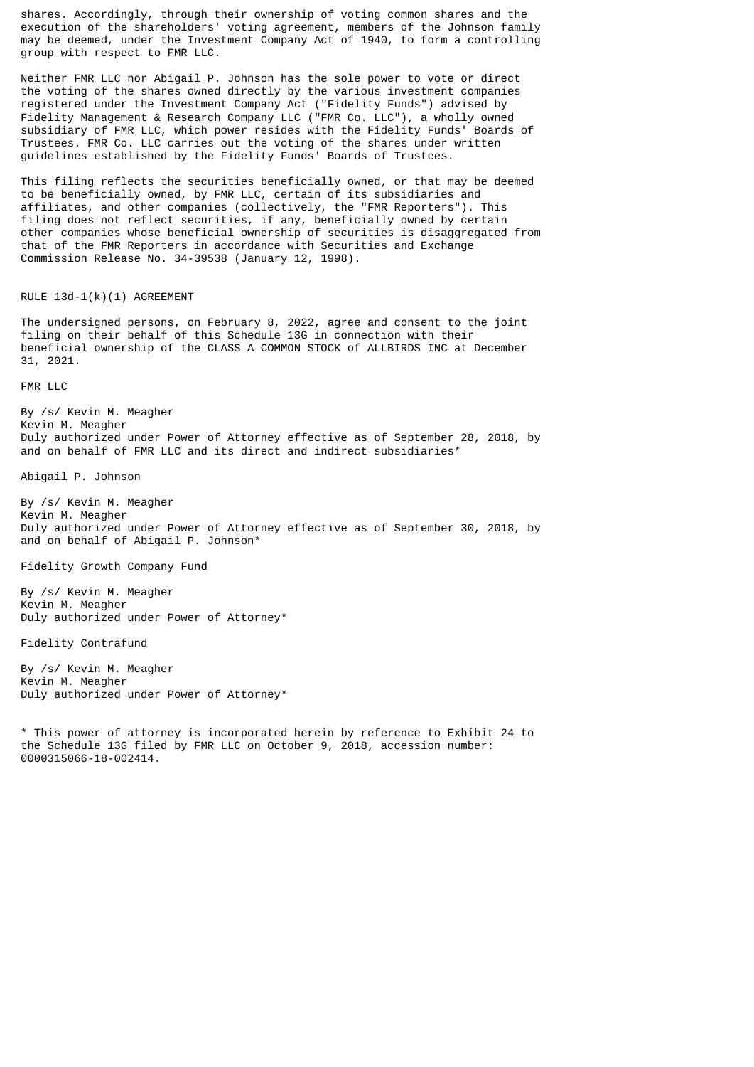shares. Accordingly, through their ownership of voting common shares and the execution of the shareholders' voting agreement, members of the Johnson family may be deemed, under the Investment Company Act of 1940, to form a controlling group with respect to FMR LLC.

Neither FMR LLC nor Abigail P. Johnson has the sole power to vote or direct the voting of the shares owned directly by the various investment companies registered under the Investment Company Act ("Fidelity Funds") advised by Fidelity Management & Research Company LLC ("FMR Co. LLC"), a wholly owned subsidiary of FMR LLC, which power resides with the Fidelity Funds' Boards of Trustees. FMR Co. LLC carries out the voting of the shares under written guidelines established by the Fidelity Funds' Boards of Trustees.

This filing reflects the securities beneficially owned, or that may be deemed to be beneficially owned, by FMR LLC, certain of its subsidiaries and affiliates, and other companies (collectively, the "FMR Reporters"). This filing does not reflect securities, if any, beneficially owned by certain other companies whose beneficial ownership of securities is disaggregated from that of the FMR Reporters in accordance with Securities and Exchange Commission Release No. 34-39538 (January 12, 1998).

RULE 13d-1(k)(1) AGREEMENT

The undersigned persons, on February 8, 2022, agree and consent to the joint filing on their behalf of this Schedule 13G in connection with their beneficial ownership of the CLASS A COMMON STOCK of ALLBIRDS INC at December 31, 2021.

FMR LLC

By /s/ Kevin M. Meagher
Kevin M. Meagher
Duly authorized under Power of Attorney effective as of September 28, 2018, by and on behalf of FMR LLC and its direct and indirect subsidiaries*

Abigail P. Johnson

By /s/ Kevin M. Meagher
Kevin M. Meagher
Duly authorized under Power of Attorney effective as of September 30, 2018, by and on behalf of Abigail P. Johnson*

Fidelity Growth Company Fund

By /s/ Kevin M. Meagher
Kevin M. Meagher
Duly authorized under Power of Attorney*

Fidelity Contrafund

By /s/ Kevin M. Meagher
Kevin M. Meagher
Duly authorized under Power of Attorney*

* This power of attorney is incorporated herein by reference to Exhibit 24 to the Schedule 13G filed by FMR LLC on October 9, 2018, accession number: 0000315066-18-002414.